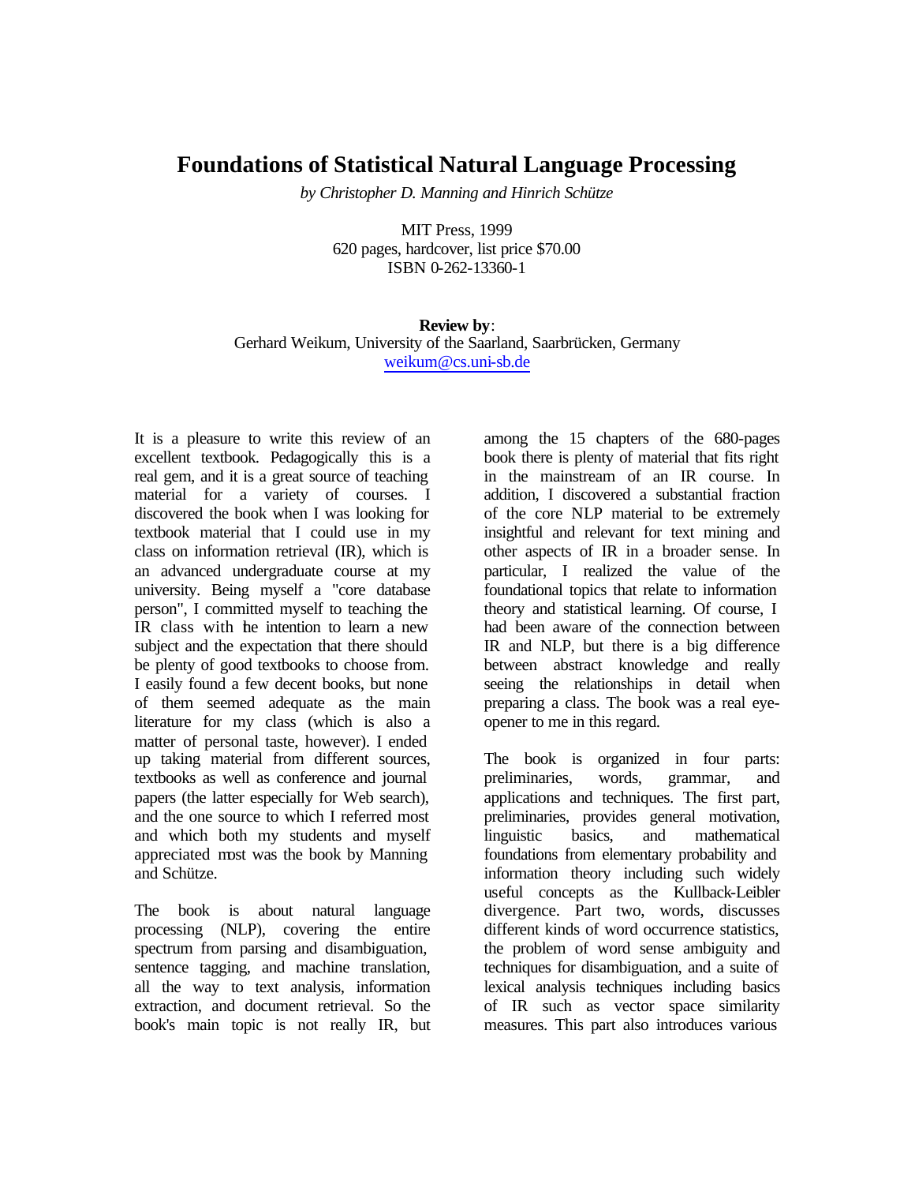# Foundations of Statistical Natural Language Processing

*by Christopher D. Manning and Hinrich Schütze*

MIT Press, 1999
620 pages, hardcover, list price $70.00
ISBN 0-262-13360-1

**Review by**:
Gerhard Weikum, University of the Saarland, Saarbrücken, Germany
weikum@cs.uni-sb.de

It is a pleasure to write this review of an excellent textbook. Pedagogically this is a real gem, and it is a great source of teaching material for a variety of courses. I discovered the book when I was looking for textbook material that I could use in my class on information retrieval (IR), which is an advanced undergraduate course at my university. Being myself a "core database person", I committed myself to teaching the IR class with the intention to learn a new subject and the expectation that there should be plenty of good textbooks to choose from. I easily found a few decent books, but none of them seemed adequate as the main literature for my class (which is also a matter of personal taste, however). I ended up taking material from different sources, textbooks as well as conference and journal papers (the latter especially for Web search), and the one source to which I referred most and which both my students and myself appreciated most was the book by Manning and Schütze.

The book is about natural language processing (NLP), covering the entire spectrum from parsing and disambiguation, sentence tagging, and machine translation, all the way to text analysis, information extraction, and document retrieval. So the book's main topic is not really IR, but among the 15 chapters of the 680-pages book there is plenty of material that fits right in the mainstream of an IR course. In addition, I discovered a substantial fraction of the core NLP material to be extremely insightful and relevant for text mining and other aspects of IR in a broader sense. In particular, I realized the value of the foundational topics that relate to information theory and statistical learning. Of course, I had been aware of the connection between IR and NLP, but there is a big difference between abstract knowledge and really seeing the relationships in detail when preparing a class. The book was a real eye-opener to me in this regard.

The book is organized in four parts: preliminaries, words, grammar, and applications and techniques. The first part, preliminaries, provides general motivation, linguistic basics, and mathematical foundations from elementary probability and information theory including such widely useful concepts as the Kullback-Leibler divergence. Part two, words, discusses different kinds of word occurrence statistics, the problem of word sense ambiguity and techniques for disambiguation, and a suite of lexical analysis techniques including basics of IR such as vector space similarity measures. This part also introduces various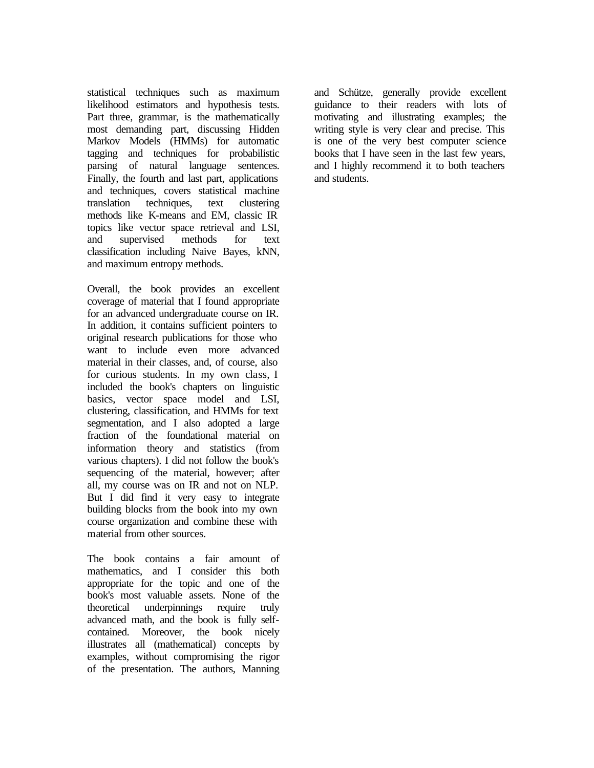statistical techniques such as maximum likelihood estimators and hypothesis tests. Part three, grammar, is the mathematically most demanding part, discussing Hidden Markov Models (HMMs) for automatic tagging and techniques for probabilistic parsing of natural language sentences. Finally, the fourth and last part, applications and techniques, covers statistical machine translation techniques, text clustering methods like K-means and EM, classic IR topics like vector space retrieval and LSI, and supervised methods for text classification including Naive Bayes, kNN, and maximum entropy methods.

Overall, the book provides an excellent coverage of material that I found appropriate for an advanced undergraduate course on IR. In addition, it contains sufficient pointers to original research publications for those who want to include even more advanced material in their classes, and, of course, also for curious students. In my own class, I included the book's chapters on linguistic basics, vector space model and LSI, clustering, classification, and HMMs for text segmentation, and I also adopted a large fraction of the foundational material on information theory and statistics (from various chapters). I did not follow the book's sequencing of the material, however; after all, my course was on IR and not on NLP. But I did find it very easy to integrate building blocks from the book into my own course organization and combine these with material from other sources.

The book contains a fair amount of mathematics, and I consider this both appropriate for the topic and one of the book's most valuable assets. None of the theoretical underpinnings require truly advanced math, and the book is fully self-contained. Moreover, the book nicely illustrates all (mathematical) concepts by examples, without compromising the rigor of the presentation. The authors, Manning and Schütze, generally provide excellent guidance to their readers with lots of motivating and illustrating examples; the writing style is very clear and precise. This is one of the very best computer science books that I have seen in the last few years, and I highly recommend it to both teachers and students.